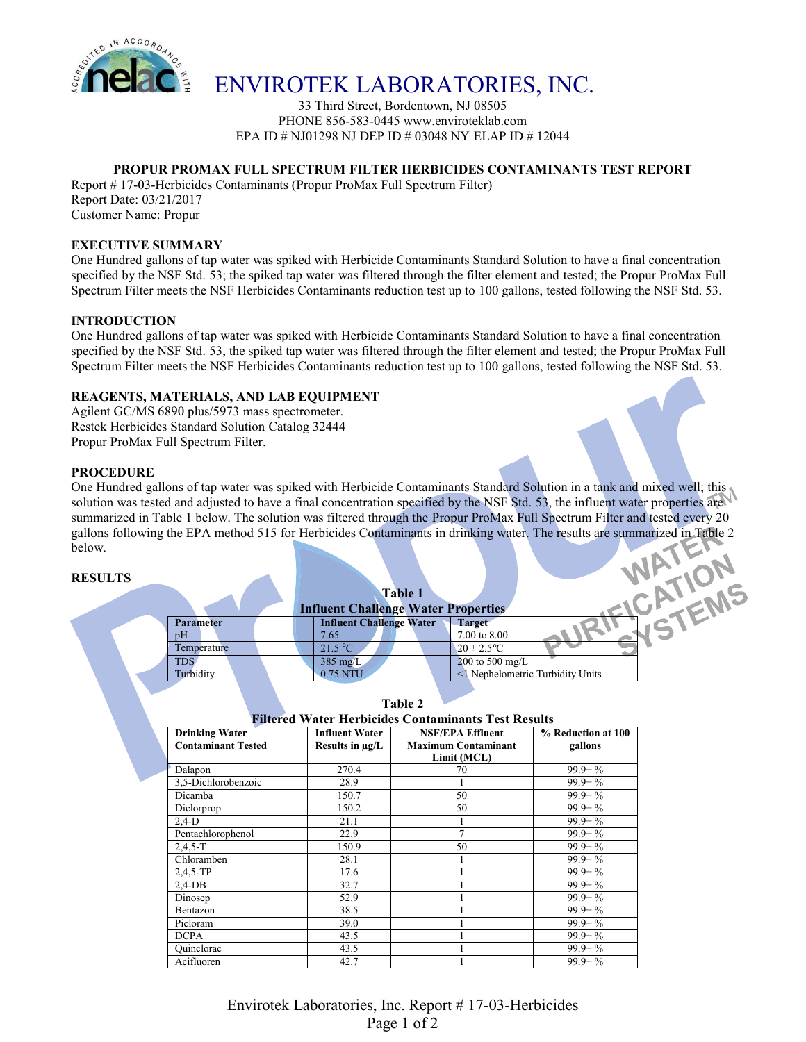# ENVIROTEK LABORATORIES, INC.

33 Third Street, Bordentown, NJ 08505
PHONE 856-583-0445 www.enviroteklab.com
EPA ID # NJ01298 NJ DEP ID # 03048 NY ELAP ID # 12044

## PROPUR PROMAX FULL SPECTRUM FILTER HERBICIDES CONTAMINANTS TEST REPORT

Report # 17-03-Herbicides Contaminants (Propur ProMax Full Spectrum Filter)
Report Date: 03/21/2017
Customer Name: Propur

### EXECUTIVE SUMMARY

One Hundred gallons of tap water was spiked with Herbicide Contaminants Standard Solution to have a final concentration specified by the NSF Std. 53; the spiked tap water was filtered through the filter element and tested; the Propur ProMax Full Spectrum Filter meets the NSF Herbicides Contaminants reduction test up to 100 gallons, tested following the NSF Std. 53.

### INTRODUCTION

One Hundred gallons of tap water was spiked with Herbicide Contaminants Standard Solution to have a final concentration specified by the NSF Std. 53, the spiked tap water was filtered through the filter element and tested; the Propur ProMax Full Spectrum Filter meets the NSF Herbicides Contaminants reduction test up to 100 gallons, tested following the NSF Std. 53.

### REAGENTS, MATERIALS, AND LAB EQUIPMENT

Agilent GC/MS 6890 plus/5973 mass spectrometer.
Restek Herbicides Standard Solution Catalog 32444
Propur ProMax Full Spectrum Filter.

### PROCEDURE

One Hundred gallons of tap water was spiked with Herbicide Contaminants Standard Solution in a tank and mixed well; this solution was tested and adjusted to have a final concentration specified by the NSF Std. 53, the influent water properties are summarized in Table 1 below. The solution was filtered through the Propur ProMax Full Spectrum Filter and tested every 20 gallons following the EPA method 515 for Herbicides Contaminants in drinking water. The results are summarized in Table 2 below.

### RESULTS

**Table 1**
**Influent Challenge Water Properties**

| Parameter | Influent Challenge Water | Target |
|---|---|---|
| pH | 7.65 | 7.00 to 8.00 |
| Temperature | 21.5 °C | 20 ± 2.5°C |
| TDS | 385 mg/L | 200 to 500 mg/L |
| Turbidity | 0.75 NTU | <1 Nephelometric Turbidity Units |

**Table 2**
**Filtered Water Herbicides Contaminants Test Results**

| Drinking Water Contaminant Tested | Influent Water Results in µg/L | NSF/EPA Effluent Maximum Contaminant Limit (MCL) | % Reduction at 100 gallons |
|---|---|---|---|
| Dalapon | 270.4 | 70 | 99.9+ % |
| 3,5-Dichlorobenzoic | 28.9 | 1 | 99.9+ % |
| Dicamba | 150.7 | 50 | 99.9+ % |
| Diclorprop | 150.2 | 50 | 99.9+ % |
| 2,4-D | 21.1 | 1 | 99.9+ % |
| Pentachlorophenol | 22.9 | 7 | 99.9+ % |
| 2,4,5-T | 150.9 | 50 | 99.9+ % |
| Chloramben | 28.1 | 1 | 99.9+ % |
| 2,4,5-TP | 17.6 | 1 | 99.9+ % |
| 2,4-DB | 32.7 | 1 | 99.9+ % |
| Dinosep | 52.9 | 1 | 99.9+ % |
| Bentazon | 38.5 | 1 | 99.9+ % |
| Picloram | 39.0 | 1 | 99.9+ % |
| DCPA | 43.5 | 1 | 99.9+ % |
| Quinclorac | 43.5 | 1 | 99.9+ % |
| Acifluoren | 42.7 | 1 | 99.9+ % |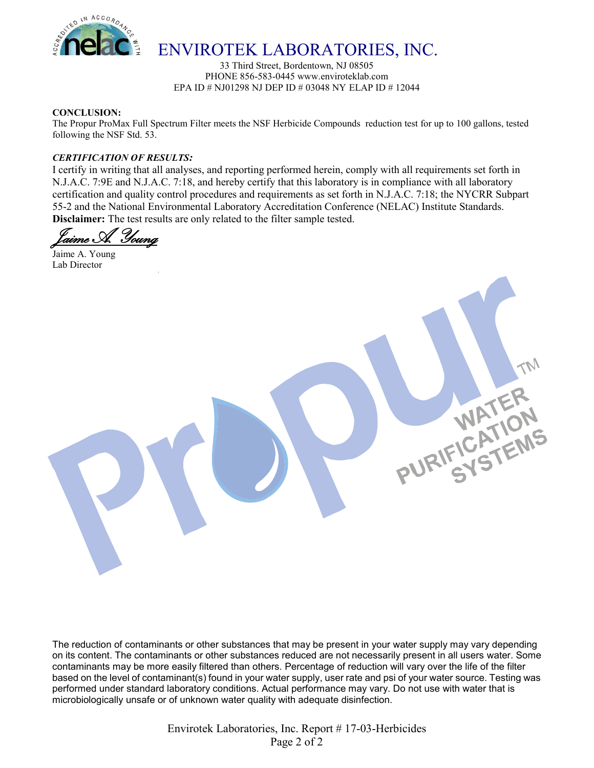# ENVIROTEK LABORATORIES, INC.

33 Third Street, Bordentown, NJ 08505
PHONE 856-583-0445 www.enviroteklab.com
EPA ID # NJ01298 NJ DEP ID # 03048 NY ELAP ID # 12044

**CONCLUSION:**
The Propur ProMax Full Spectrum Filter meets the NSF Herbicide Compounds reduction test for up to 100 gallons, tested following the NSF Std. 53.

***CERTIFICATION OF RESULTS:***
I certify in writing that all analyses, and reporting performed herein, comply with all requirements set forth in N.J.A.C. 7:9E and N.J.A.C. 7:18, and hereby certify that this laboratory is in compliance with all laboratory certification and quality control procedures and requirements as set forth in N.J.A.C. 7:18; the NYCRR Subpart 55-2 and the National Environmental Laboratory Accreditation Conference (NELAC) Institute Standards.
**Disclaimer:** The test results are only related to the filter sample tested.

*Jaime A. Young*

Jaime A. Young
Lab Director

The reduction of contaminants or other substances that may be present in your water supply may vary depending on its content. The contaminants or other substances reduced are not necessarily present in all users water. Some contaminants may be more easily filtered than others. Percentage of reduction will vary over the life of the filter based on the level of contaminant(s) found in your water supply, user rate and psi of your water source. Testing was performed under standard laboratory conditions. Actual performance may vary. Do not use with water that is microbiologically unsafe or of unknown water quality with adequate disinfection.

Envirotek Laboratories, Inc. Report # 17-03-Herbicides